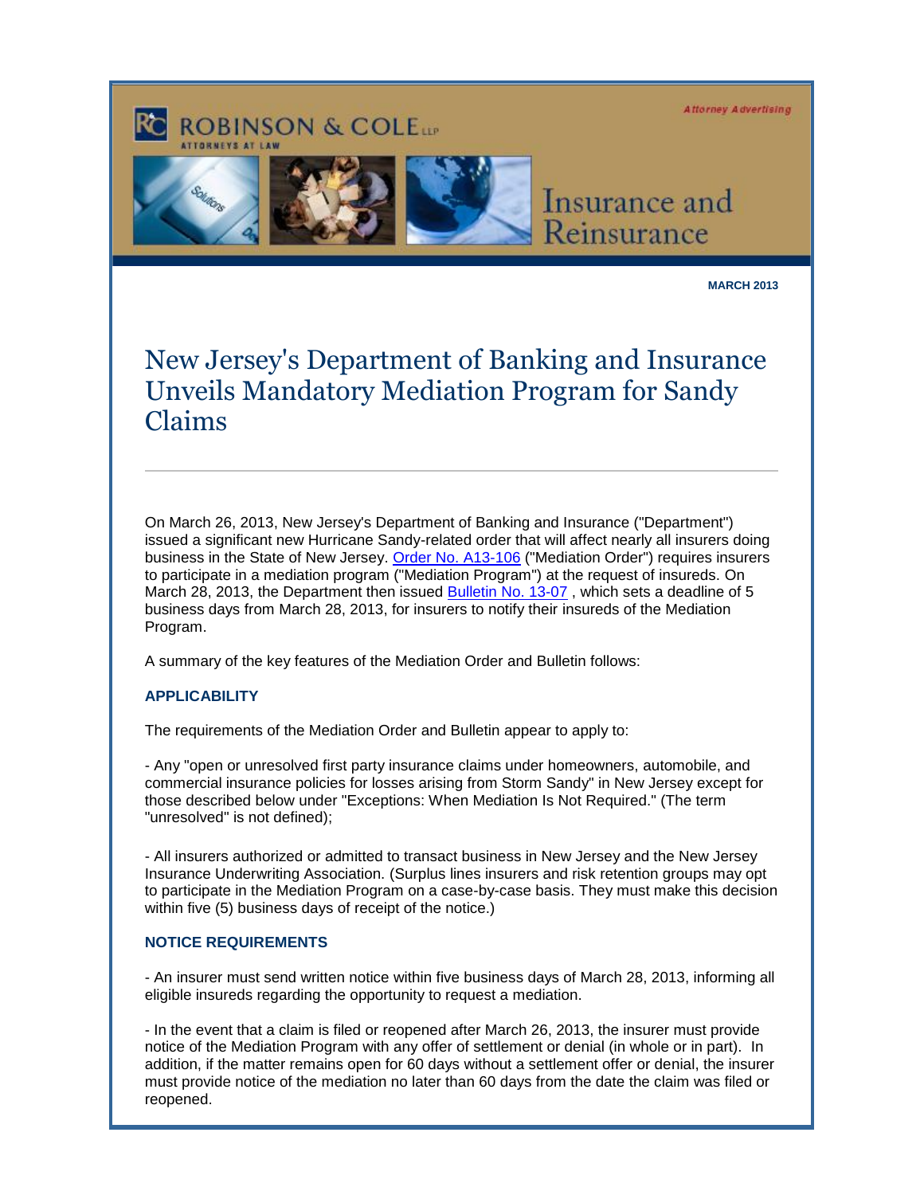ROBINSON & COLE LLP
ATTORNEYS AT LAW

Attorney Advertising

Insurance and Reinsurance

**MARCH 2013**

# New Jersey's Department of Banking and Insurance Unveils Mandatory Mediation Program for Sandy Claims

On March 26, 2013, New Jersey's Department of Banking and Insurance ("Department") issued a significant new Hurricane Sandy-related order that will affect nearly all insurers doing business in the State of New Jersey. Order No. A13-106 ("Mediation Order") requires insurers to participate in a mediation program ("Mediation Program") at the request of insureds. On March 28, 2013, the Department then issued Bulletin No. 13-07 , which sets a deadline of 5 business days from March 28, 2013, for insurers to notify their insureds of the Mediation Program.

A summary of the key features of the Mediation Order and Bulletin follows:

### APPLICABILITY

The requirements of the Mediation Order and Bulletin appear to apply to:

- Any "open or unresolved first party insurance claims under homeowners, automobile, and commercial insurance policies for losses arising from Storm Sandy" in New Jersey except for those described below under "Exceptions: When Mediation Is Not Required." (The term "unresolved" is not defined);

- All insurers authorized or admitted to transact business in New Jersey and the New Jersey Insurance Underwriting Association. (Surplus lines insurers and risk retention groups may opt to participate in the Mediation Program on a case-by-case basis. They must make this decision within five (5) business days of receipt of the notice.)

### NOTICE REQUIREMENTS

- An insurer must send written notice within five business days of March 28, 2013, informing all eligible insureds regarding the opportunity to request a mediation.

- In the event that a claim is filed or reopened after March 26, 2013, the insurer must provide notice of the Mediation Program with any offer of settlement or denial (in whole or in part). In addition, if the matter remains open for 60 days without a settlement offer or denial, the insurer must provide notice of the mediation no later than 60 days from the date the claim was filed or reopened.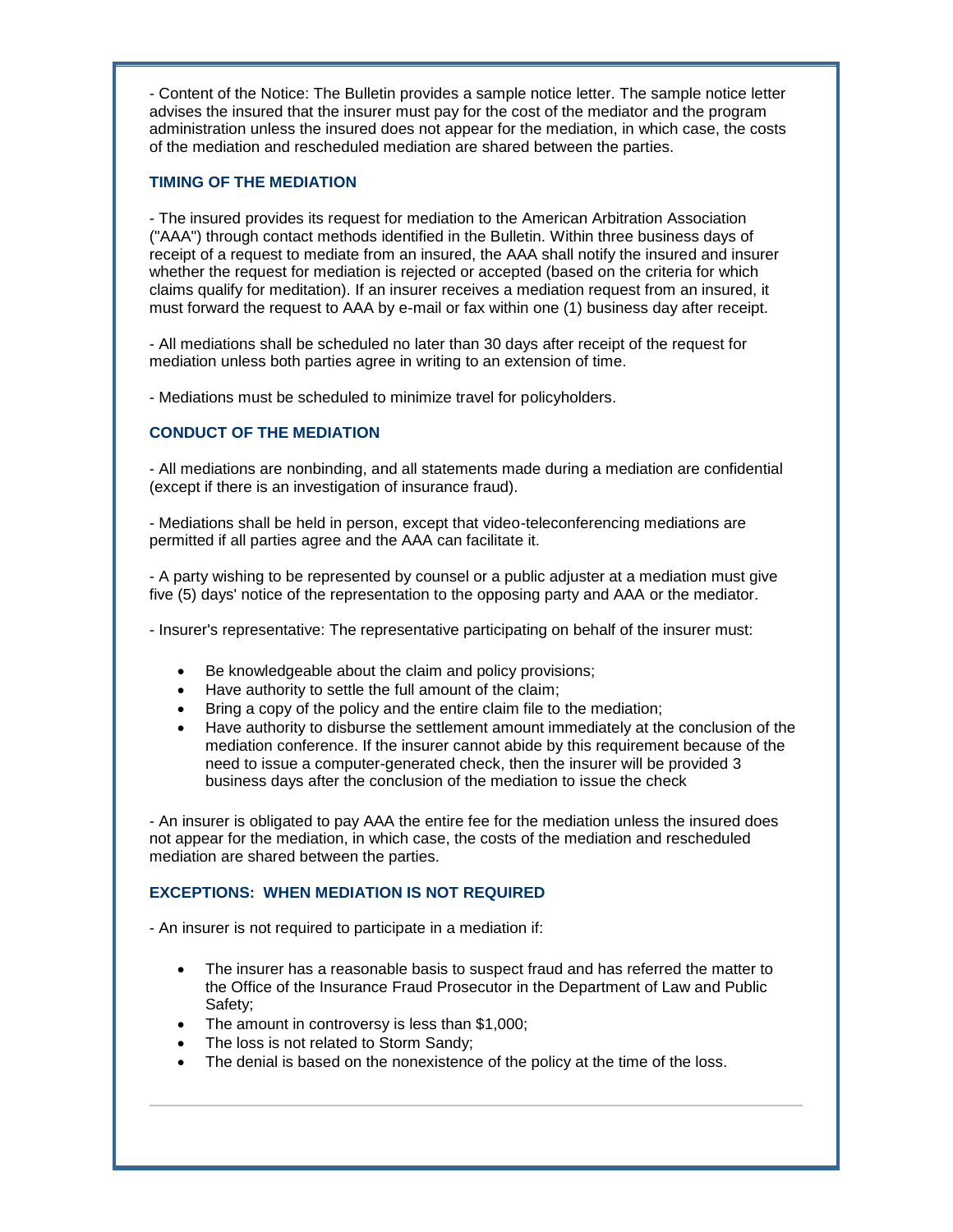- Content of the Notice: The Bulletin provides a sample notice letter. The sample notice letter advises the insured that the insurer must pay for the cost of the mediator and the program administration unless the insured does not appear for the mediation, in which case, the costs of the mediation and rescheduled mediation are shared between the parties.

### TIMING OF THE MEDIATION

- The insured provides its request for mediation to the American Arbitration Association ("AAA") through contact methods identified in the Bulletin. Within three business days of receipt of a request to mediate from an insured, the AAA shall notify the insured and insurer whether the request for mediation is rejected or accepted (based on the criteria for which claims qualify for meditation). If an insurer receives a mediation request from an insured, it must forward the request to AAA by e-mail or fax within one (1) business day after receipt.

- All mediations shall be scheduled no later than 30 days after receipt of the request for mediation unless both parties agree in writing to an extension of time.

- Mediations must be scheduled to minimize travel for policyholders.

### CONDUCT OF THE MEDIATION

- All mediations are nonbinding, and all statements made during a mediation are confidential (except if there is an investigation of insurance fraud).

- Mediations shall be held in person, except that video-teleconferencing mediations are permitted if all parties agree and the AAA can facilitate it.

- A party wishing to be represented by counsel or a public adjuster at a mediation must give five (5) days' notice of the representation to the opposing party and AAA or the mediator.

- Insurer's representative: The representative participating on behalf of the insurer must:

  - Be knowledgeable about the claim and policy provisions;
  - Have authority to settle the full amount of the claim;
  - Bring a copy of the policy and the entire claim file to the mediation;
  - Have authority to disburse the settlement amount immediately at the conclusion of the mediation conference. If the insurer cannot abide by this requirement because of the need to issue a computer-generated check, then the insurer will be provided 3 business days after the conclusion of the mediation to issue the check

- An insurer is obligated to pay AAA the entire fee for the mediation unless the insured does not appear for the mediation, in which case, the costs of the mediation and rescheduled mediation are shared between the parties.

### EXCEPTIONS: WHEN MEDIATION IS NOT REQUIRED

- An insurer is not required to participate in a mediation if:

  - The insurer has a reasonable basis to suspect fraud and has referred the matter to the Office of the Insurance Fraud Prosecutor in the Department of Law and Public Safety;
  - The amount in controversy is less than $1,000;
  - The loss is not related to Storm Sandy;
  - The denial is based on the nonexistence of the policy at the time of the loss.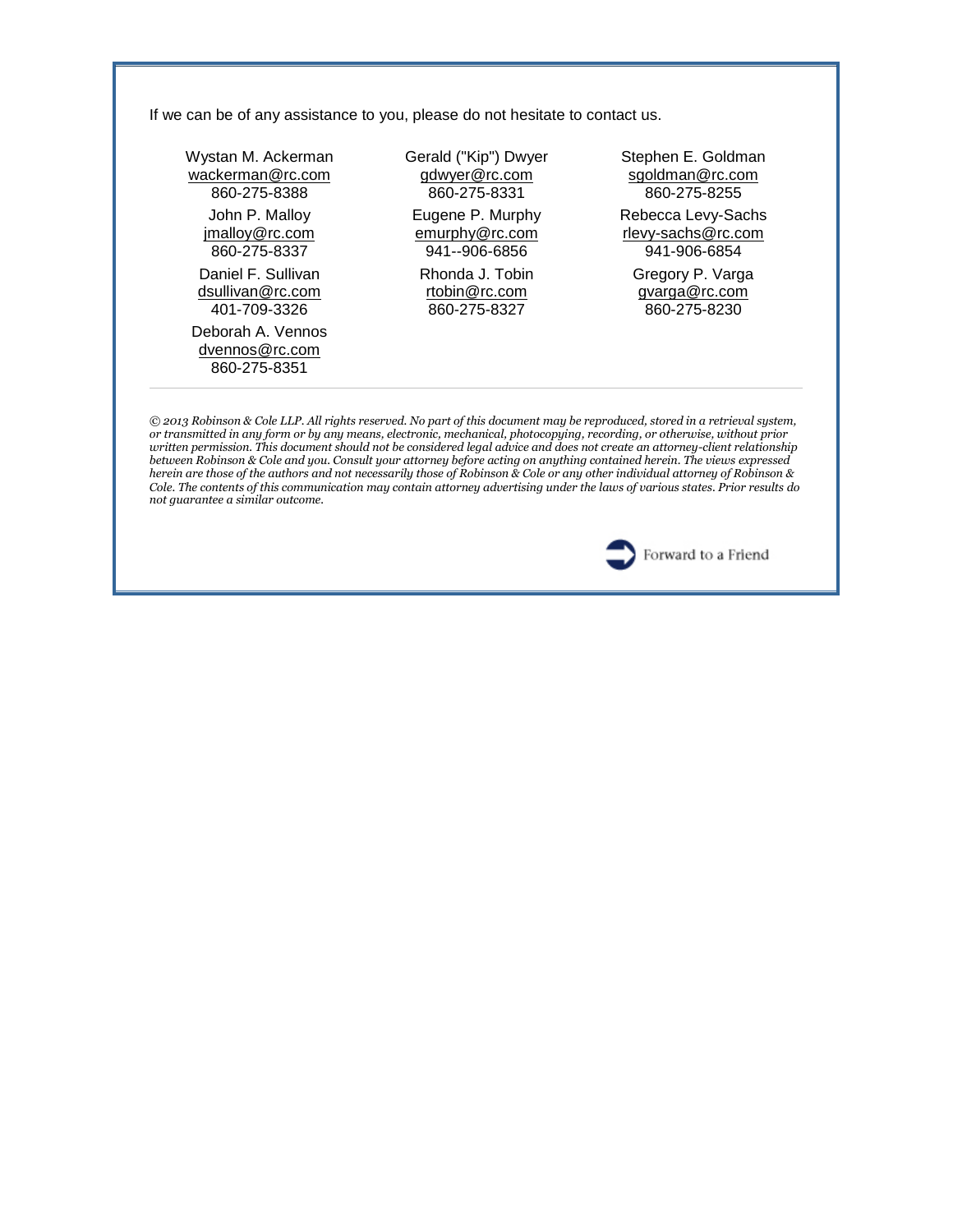If we can be of any assistance to you, please do not hesitate to contact us.

Wystan M. Ackerman
wackerman@rc.com
860-275-8388

John P. Malloy
jmalloy@rc.com
860-275-8337

Daniel F. Sullivan
dsullivan@rc.com
401-709-3326

Deborah A. Vennos
dvennos@rc.com
860-275-8351

Gerald ("Kip") Dwyer
gdwyer@rc.com
860-275-8331

Eugene P. Murphy
emurphy@rc.com
941--906-6856

Rhonda J. Tobin
rtobin@rc.com
860-275-8327

Stephen E. Goldman
sgoldman@rc.com
860-275-8255

Rebecca Levy-Sachs
rlevy-sachs@rc.com
941-906-6854

Gregory P. Varga
gvarga@rc.com
860-275-8230

---

*© 2013 Robinson & Cole LLP. All rights reserved. No part of this document may be reproduced, stored in a retrieval system, or transmitted in any form or by any means, electronic, mechanical, photocopying, recording, or otherwise, without prior written permission. This document should not be considered legal advice and does not create an attorney-client relationship between Robinson & Cole and you. Consult your attorney before acting on anything contained herein. The views expressed herein are those of the authors and not necessarily those of Robinson & Cole or any other individual attorney of Robinson & Cole. The contents of this communication may contain attorney advertising under the laws of various states. Prior results do not guarantee a similar outcome.*

Forward to a Friend